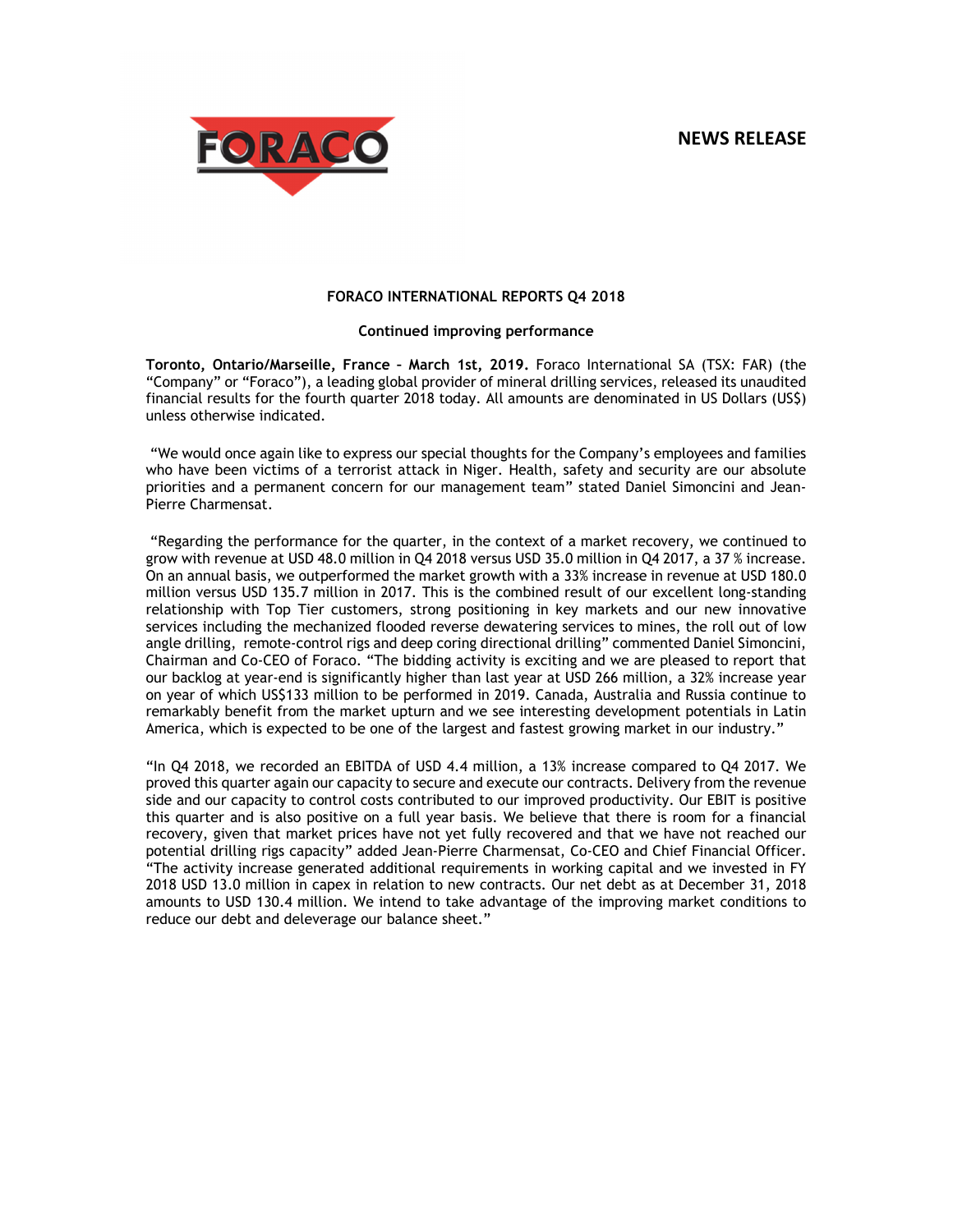**NEWS RELEASE**

# FORACO INTERNATIONAL REPORTS Q4 2018

## Continued improving performance

**Toronto, Ontario/Marseille, France – March 1st, 2019.** Foraco International SA (TSX: FAR) (the "Company" or "Foraco"), a leading global provider of mineral drilling services, released its unaudited financial results for the fourth quarter 2018 today. All amounts are denominated in US Dollars (US$) unless otherwise indicated.

"We would once again like to express our special thoughts for the Company's employees and families who have been victims of a terrorist attack in Niger. Health, safety and security are our absolute priorities and a permanent concern for our management team" stated Daniel Simoncini and Jean-Pierre Charmensat.

"Regarding the performance for the quarter, in the context of a market recovery, we continued to grow with revenue at USD 48.0 million in Q4 2018 versus USD 35.0 million in Q4 2017, a 37 % increase. On an annual basis, we outperformed the market growth with a 33% increase in revenue at USD 180.0 million versus USD 135.7 million in 2017. This is the combined result of our excellent long-standing relationship with Top Tier customers, strong positioning in key markets and our new innovative services including the mechanized flooded reverse dewatering services to mines, the roll out of low angle drilling, remote-control rigs and deep coring directional drilling" commented Daniel Simoncini, Chairman and Co-CEO of Foraco. "The bidding activity is exciting and we are pleased to report that our backlog at year-end is significantly higher than last year at USD 266 million, a 32% increase year on year of which US$133 million to be performed in 2019. Canada, Australia and Russia continue to remarkably benefit from the market upturn and we see interesting development potentials in Latin America, which is expected to be one of the largest and fastest growing market in our industry."

"In Q4 2018, we recorded an EBITDA of USD 4.4 million, a 13% increase compared to Q4 2017. We proved this quarter again our capacity to secure and execute our contracts. Delivery from the revenue side and our capacity to control costs contributed to our improved productivity. Our EBIT is positive this quarter and is also positive on a full year basis. We believe that there is room for a financial recovery, given that market prices have not yet fully recovered and that we have not reached our potential drilling rigs capacity" added Jean-Pierre Charmensat, Co-CEO and Chief Financial Officer. "The activity increase generated additional requirements in working capital and we invested in FY 2018 USD 13.0 million in capex in relation to new contracts. Our net debt as at December 31, 2018 amounts to USD 130.4 million. We intend to take advantage of the improving market conditions to reduce our debt and deleverage our balance sheet."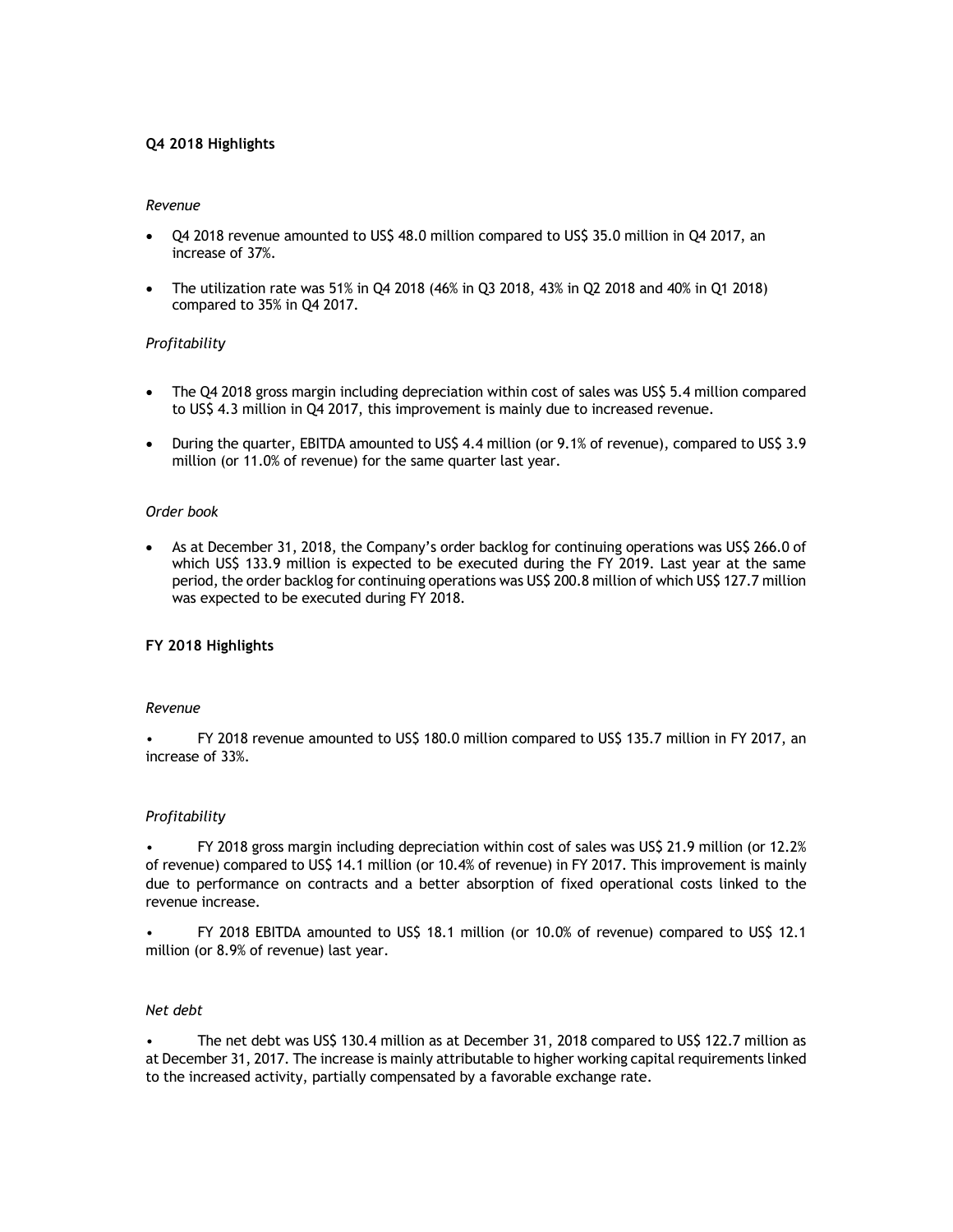**Q4 2018 Highlights**

*Revenue*

- Q4 2018 revenue amounted to US$ 48.0 million compared to US$ 35.0 million in Q4 2017, an increase of 37%.
- The utilization rate was 51% in Q4 2018 (46% in Q3 2018, 43% in Q2 2018 and 40% in Q1 2018) compared to 35% in Q4 2017.

*Profitability*

- The Q4 2018 gross margin including depreciation within cost of sales was US$ 5.4 million compared to US$ 4.3 million in Q4 2017, this improvement is mainly due to increased revenue.
- During the quarter, EBITDA amounted to US$ 4.4 million (or 9.1% of revenue), compared to US$ 3.9 million (or 11.0% of revenue) for the same quarter last year.

*Order book*

- As at December 31, 2018, the Company's order backlog for continuing operations was US$ 266.0 of which US$ 133.9 million is expected to be executed during the FY 2019. Last year at the same period, the order backlog for continuing operations was US$ 200.8 million of which US$ 127.7 million was expected to be executed during FY 2018.

**FY 2018 Highlights**

*Revenue*

- FY 2018 revenue amounted to US$ 180.0 million compared to US$ 135.7 million in FY 2017, an increase of 33%.

*Profitability*

- FY 2018 gross margin including depreciation within cost of sales was US$ 21.9 million (or 12.2% of revenue) compared to US$ 14.1 million (or 10.4% of revenue) in FY 2017. This improvement is mainly due to performance on contracts and a better absorption of fixed operational costs linked to the revenue increase.
- FY 2018 EBITDA amounted to US$ 18.1 million (or 10.0% of revenue) compared to US$ 12.1 million (or 8.9% of revenue) last year.

*Net debt*

- The net debt was US$ 130.4 million as at December 31, 2018 compared to US$ 122.7 million as at December 31, 2017. The increase is mainly attributable to higher working capital requirements linked to the increased activity, partially compensated by a favorable exchange rate.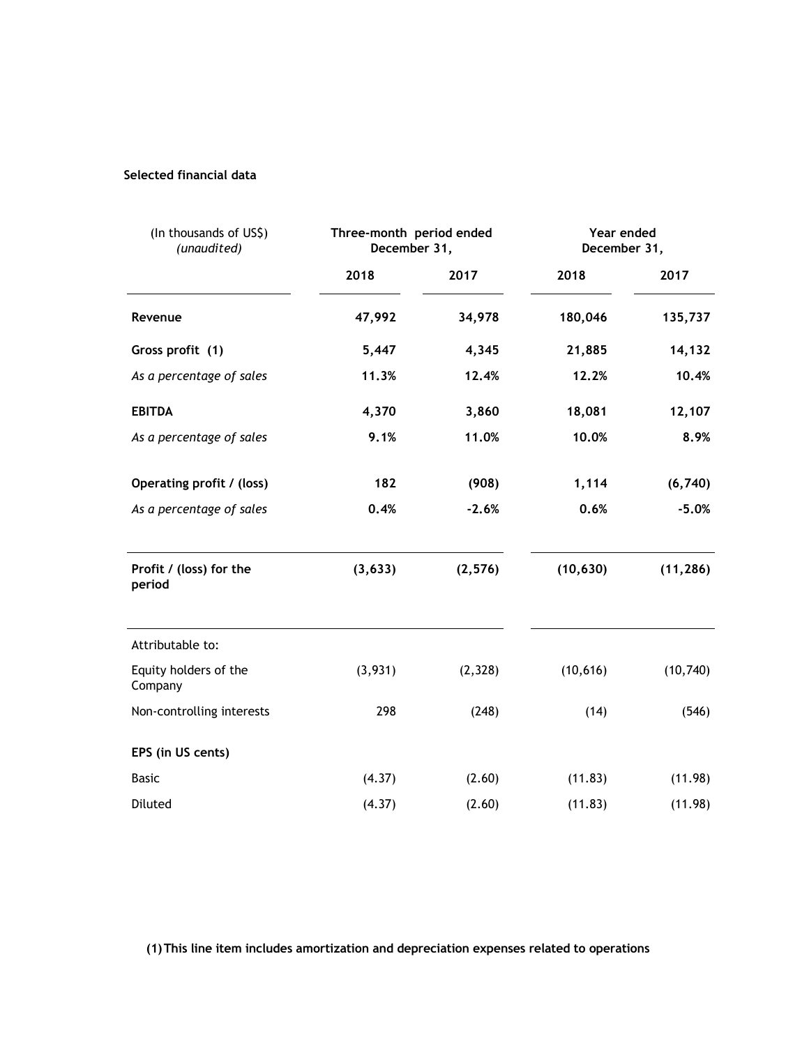**Selected financial data**

| (In thousands of US$) *(unaudited)* | Three-month period ended December 31, | | Year ended December 31, | |
|---|---|---|---|---|
| | **2018** | **2017** | **2018** | **2017** |
| **Revenue** | **47,992** | **34,978** | **180,046** | **135,737** |
| **Gross profit (1)** | **5,447** | **4,345** | **21,885** | **14,132** |
| *As a percentage of sales* | **11.3%** | **12.4%** | **12.2%** | **10.4%** |
| **EBITDA** | **4,370** | **3,860** | **18,081** | **12,107** |
| *As a percentage of sales* | **9.1%** | **11.0%** | **10.0%** | **8.9%** |
| **Operating profit / (loss)** | **182** | **(908)** | **1,114** | **(6,740)** |
| *As a percentage of sales* | **0.4%** | **-2.6%** | **0.6%** | **-5.0%** |
| **Profit / (loss) for the period** | **(3,633)** | **(2,576)** | **(10,630)** | **(11,286)** |
| Attributable to: | | | | |
| Equity holders of the Company | (3,931) | (2,328) | (10,616) | (10,740) |
| Non-controlling interests | 298 | (248) | (14) | (546) |
| **EPS (in US cents)** | | | | |
| Basic | (4.37) | (2.60) | (11.83) | (11.98) |
| Diluted | (4.37) | (2.60) | (11.83) | (11.98) |

**(1) This line item includes amortization and depreciation expenses related to operations**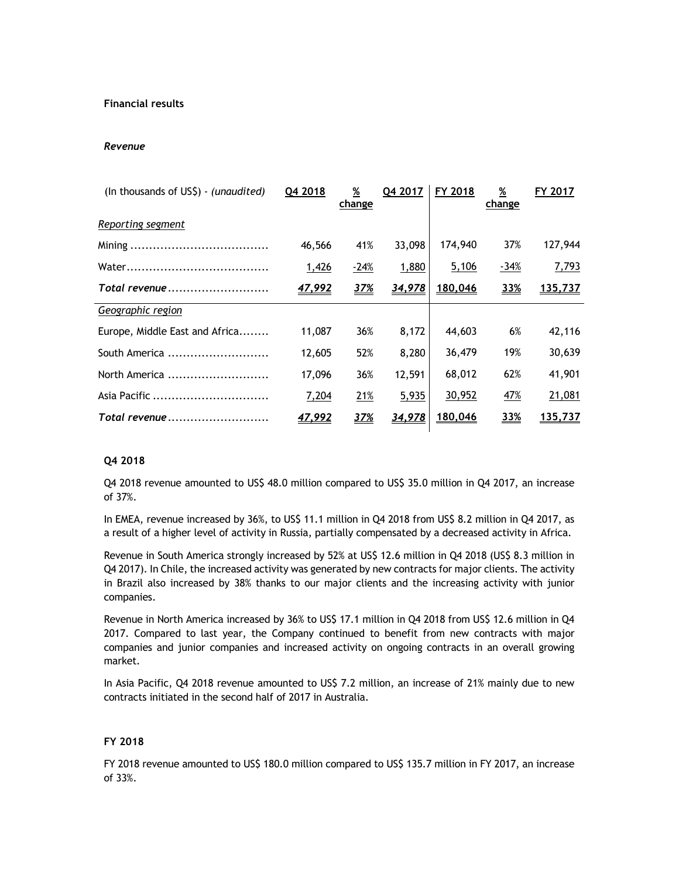**Financial results**

***Revenue***

| (In thousands of US$) - *(unaudited)* | Q4 2018 | % change | Q4 2017 | FY 2018 | % change | FY 2017 |
|---|---|---|---|---|---|---|
| *Reporting segment* | | | | | | |
| Mining ..................................... | 46,566 | 41% | 33,098 | 174,940 | 37% | 127,944 |
| Water...................................... | 1,426 | -24% | 1,880 | 5,106 | -34% | 7,793 |
| ***Total revenue*** .......................... | ***47,992*** | ***37%*** | ***34,978*** | **180,046** | **33%** | **135,737** |
| *Geographic region* | | | | | | |
| Europe, Middle East and Africa........ | 11,087 | 36% | 8,172 | 44,603 | 6% | 42,116 |
| South America ........................... | 12,605 | 52% | 8,280 | 36,479 | 19% | 30,639 |
| North America ........................... | 17,096 | 36% | 12,591 | 68,012 | 62% | 41,901 |
| Asia Pacific ............................... | 7,204 | 21% | 5,935 | 30,952 | 47% | 21,081 |
| ***Total revenue*** .......................... | ***47,992*** | ***37%*** | ***34,978*** | **180,046** | **33%** | **135,737** |

**Q4 2018**

Q4 2018 revenue amounted to US$ 48.0 million compared to US$ 35.0 million in Q4 2017, an increase of 37%.

In EMEA, revenue increased by 36%, to US$ 11.1 million in Q4 2018 from US$ 8.2 million in Q4 2017, as a result of a higher level of activity in Russia, partially compensated by a decreased activity in Africa.

Revenue in South America strongly increased by 52% at US$ 12.6 million in Q4 2018 (US$ 8.3 million in Q4 2017). In Chile, the increased activity was generated by new contracts for major clients. The activity in Brazil also increased by 38% thanks to our major clients and the increasing activity with junior companies.

Revenue in North America increased by 36% to US$ 17.1 million in Q4 2018 from US$ 12.6 million in Q4 2017. Compared to last year, the Company continued to benefit from new contracts with major companies and junior companies and increased activity on ongoing contracts in an overall growing market.

In Asia Pacific, Q4 2018 revenue amounted to US$ 7.2 million, an increase of 21% mainly due to new contracts initiated in the second half of 2017 in Australia.

**FY 2018**

FY 2018 revenue amounted to US$ 180.0 million compared to US$ 135.7 million in FY 2017, an increase of 33%.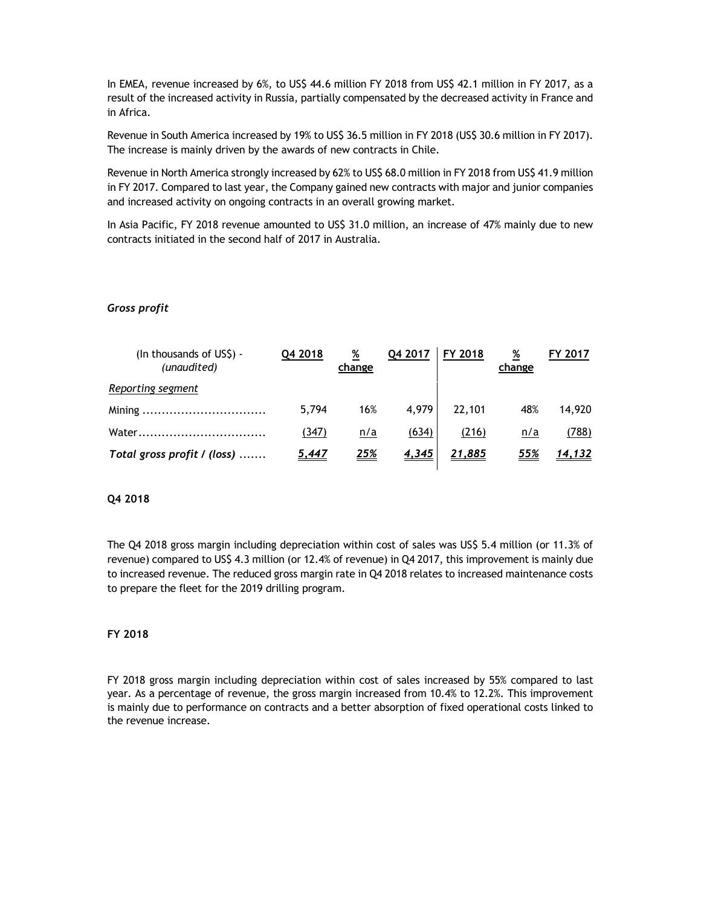In EMEA, revenue increased by 6%, to US$ 44.6 million FY 2018 from US$ 42.1 million in FY 2017, as a result of the increased activity in Russia, partially compensated by the decreased activity in France and in Africa.

Revenue in South America increased by 19% to US$ 36.5 million in FY 2018 (US$ 30.6 million in FY 2017). The increase is mainly driven by the awards of new contracts in Chile.

Revenue in North America strongly increased by 62% to US$ 68.0 million in FY 2018 from US$ 41.9 million in FY 2017. Compared to last year, the Company gained new contracts with major and junior companies and increased activity on ongoing contracts in an overall growing market.

In Asia Pacific, FY 2018 revenue amounted to US$ 31.0 million, an increase of 47% mainly due to new contracts initiated in the second half of 2017 in Australia.

### *Gross profit*

| (In thousands of US$) - *(unaudited)* | Q4 2018 | % change | Q4 2017 | FY 2018 | % change | FY 2017 |
|---|---|---|---|---|---|---|
| *Reporting segment* | | | | | | |
| Mining | 5,794 | 16% | 4,979 | 22,101 | 48% | 14,920 |
| Water | (347) | n/a | (634) | (216) | n/a | (788) |
| ***Total gross profit / (loss)*** | ***5,447*** | ***25%*** | ***4,345*** | ***21,885*** | ***55%*** | ***14,132*** |

**Q4 2018**

The Q4 2018 gross margin including depreciation within cost of sales was US$ 5.4 million (or 11.3% of revenue) compared to US$ 4.3 million (or 12.4% of revenue) in Q4 2017, this improvement is mainly due to increased revenue. The reduced gross margin rate in Q4 2018 relates to increased maintenance costs to prepare the fleet for the 2019 drilling program.

**FY 2018**

FY 2018 gross margin including depreciation within cost of sales increased by 55% compared to last year. As a percentage of revenue, the gross margin increased from 10.4% to 12.2%. This improvement is mainly due to performance on contracts and a better absorption of fixed operational costs linked to the revenue increase.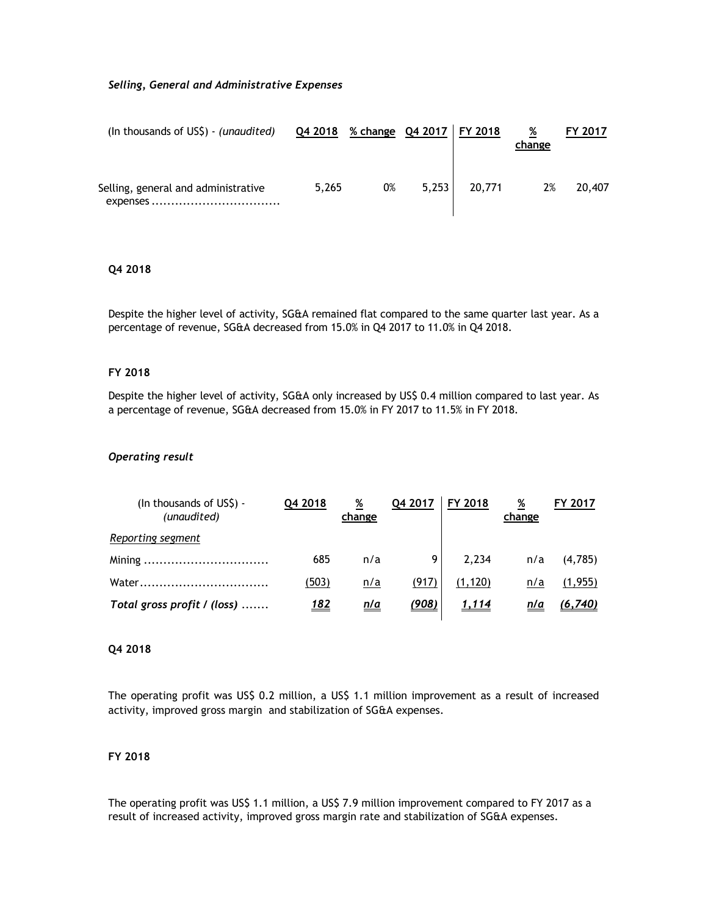*Selling, General and Administrative Expenses*

| (In thousands of US$) - *(unaudited)* | Q4 2018 | % change | Q4 2017 | FY 2018 | % change | FY 2017 |
|---|---|---|---|---|---|---|
| Selling, general and administrative expenses | 5,265 | 0% | 5,253 | 20,771 | 2% | 20,407 |

**Q4 2018**

Despite the higher level of activity, SG&A remained flat compared to the same quarter last year. As a percentage of revenue, SG&A decreased from 15.0% in Q4 2017 to 11.0% in Q4 2018.

**FY 2018**

Despite the higher level of activity, SG&A only increased by US$ 0.4 million compared to last year. As a percentage of revenue, SG&A decreased from 15.0% in FY 2017 to 11.5% in FY 2018.

*Operating result*

| (In thousands of US$) - *(unaudited)* | Q4 2018 | % change | Q4 2017 | FY 2018 | % change | FY 2017 |
|---|---|---|---|---|---|---|
| *Reporting segment* | | | | | | |
| Mining | 685 | n/a | 9 | 2,234 | n/a | (4,785) |
| Water | (503) | n/a | (917) | (1,120) | n/a | (1,955) |
| ***Total gross profit / (loss)*** | ***182*** | ***n/a*** | ***(908)*** | ***1,114*** | ***n/a*** | ***(6,740)*** |

**Q4 2018**

The operating profit was US$ 0.2 million, a US$ 1.1 million improvement as a result of increased activity, improved gross margin and stabilization of SG&A expenses.

**FY 2018**

The operating profit was US$ 1.1 million, a US$ 7.9 million improvement compared to FY 2017 as a result of increased activity, improved gross margin rate and stabilization of SG&A expenses.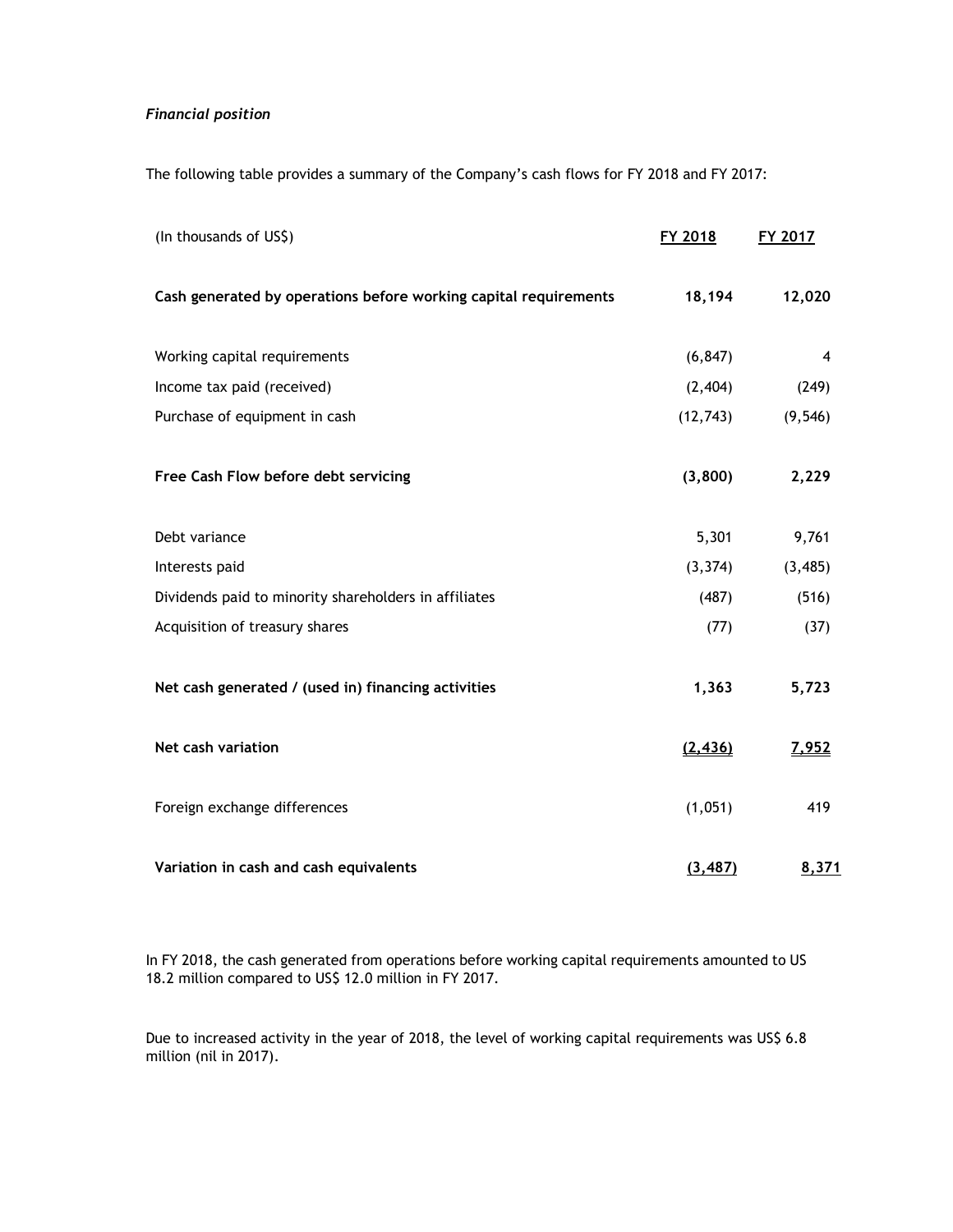*Financial position*

The following table provides a summary of the Company's cash flows for FY 2018 and FY 2017:

| (In thousands of US$) | FY 2018 | FY 2017 |
|---|---|---|
| **Cash generated by operations before working capital requirements** | **18,194** | **12,020** |
| Working capital requirements | (6,847) | 4 |
| Income tax paid (received) | (2,404) | (249) |
| Purchase of equipment in cash | (12,743) | (9,546) |
| **Free Cash Flow before debt servicing** | **(3,800)** | **2,229** |
| Debt variance | 5,301 | 9,761 |
| Interests paid | (3,374) | (3,485) |
| Dividends paid to minority shareholders in affiliates | (487) | (516) |
| Acquisition of treasury shares | (77) | (37) |
| **Net cash generated / (used in) financing activities** | **1,363** | **5,723** |
| **Net cash variation** | **(2,436)** | **7,952** |
| Foreign exchange differences | (1,051) | 419 |
| **Variation in cash and cash equivalents** | **(3,487)** | **8,371** |

In FY 2018, the cash generated from operations before working capital requirements amounted to US 18.2 million compared to US$ 12.0 million in FY 2017.

Due to increased activity in the year of 2018, the level of working capital requirements was US$ 6.8 million (nil in 2017).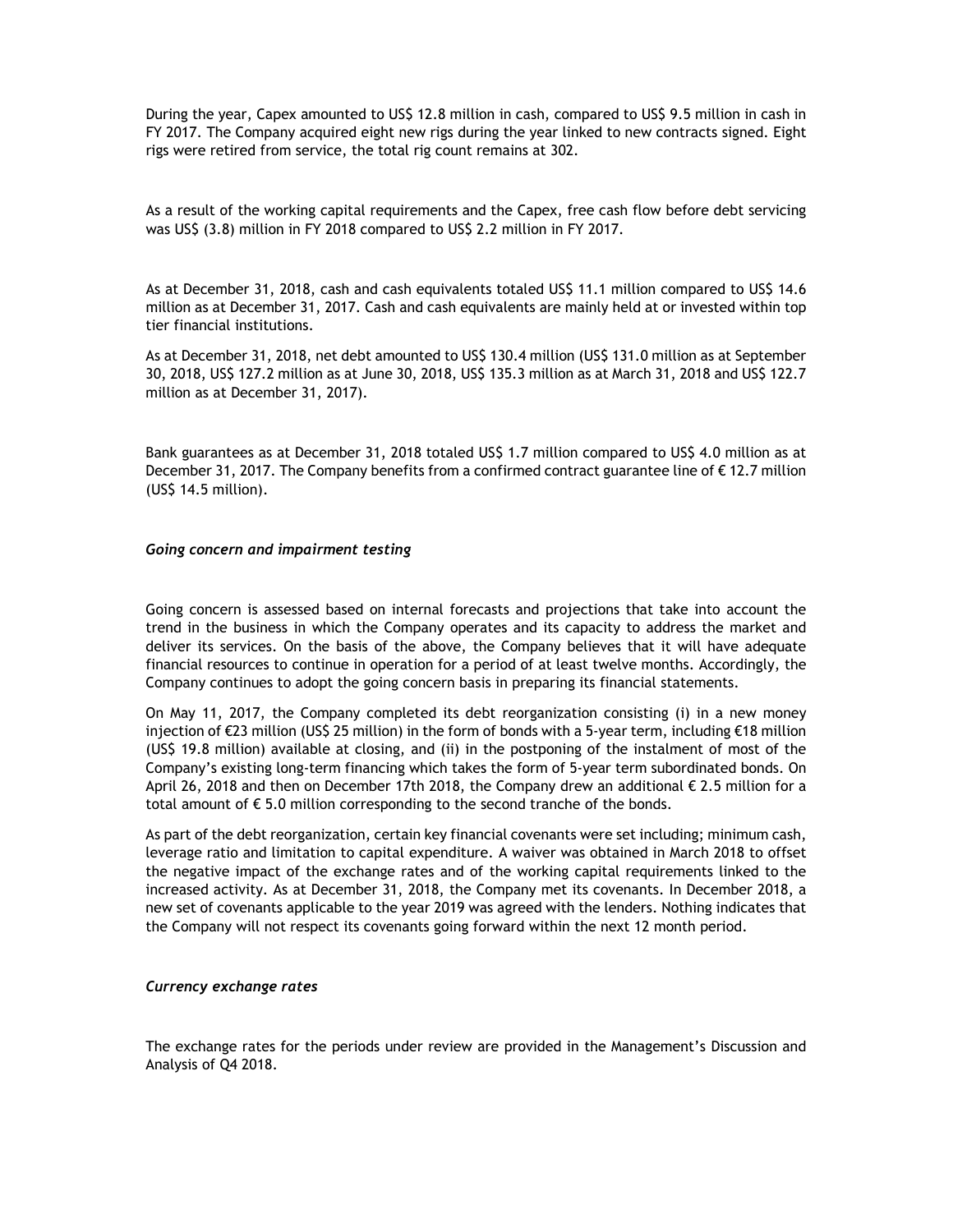During the year, Capex amounted to US$ 12.8 million in cash, compared to US$ 9.5 million in cash in FY 2017. The Company acquired eight new rigs during the year linked to new contracts signed. Eight rigs were retired from service, the total rig count remains at 302.

As a result of the working capital requirements and the Capex, free cash flow before debt servicing was US$ (3.8) million in FY 2018 compared to US$ 2.2 million in FY 2017.

As at December 31, 2018, cash and cash equivalents totaled US$ 11.1 million compared to US$ 14.6 million as at December 31, 2017. Cash and cash equivalents are mainly held at or invested within top tier financial institutions.

As at December 31, 2018, net debt amounted to US$ 130.4 million (US$ 131.0 million as at September 30, 2018, US$ 127.2 million as at June 30, 2018, US$ 135.3 million as at March 31, 2018 and US$ 122.7 million as at December 31, 2017).

Bank guarantees as at December 31, 2018 totaled US$ 1.7 million compared to US$ 4.0 million as at December 31, 2017. The Company benefits from a confirmed contract guarantee line of € 12.7 million (US$ 14.5 million).

### *Going concern and impairment testing*

Going concern is assessed based on internal forecasts and projections that take into account the trend in the business in which the Company operates and its capacity to address the market and deliver its services. On the basis of the above, the Company believes that it will have adequate financial resources to continue in operation for a period of at least twelve months. Accordingly, the Company continues to adopt the going concern basis in preparing its financial statements.

On May 11, 2017, the Company completed its debt reorganization consisting (i) in a new money injection of €23 million (US$ 25 million) in the form of bonds with a 5-year term, including €18 million (US$ 19.8 million) available at closing, and (ii) in the postponing of the instalment of most of the Company's existing long-term financing which takes the form of 5-year term subordinated bonds. On April 26, 2018 and then on December 17th 2018, the Company drew an additional € 2.5 million for a total amount of € 5.0 million corresponding to the second tranche of the bonds.

As part of the debt reorganization, certain key financial covenants were set including; minimum cash, leverage ratio and limitation to capital expenditure. A waiver was obtained in March 2018 to offset the negative impact of the exchange rates and of the working capital requirements linked to the increased activity. As at December 31, 2018, the Company met its covenants. In December 2018, a new set of covenants applicable to the year 2019 was agreed with the lenders. Nothing indicates that the Company will not respect its covenants going forward within the next 12 month period.

### *Currency exchange rates*

The exchange rates for the periods under review are provided in the Management's Discussion and Analysis of Q4 2018.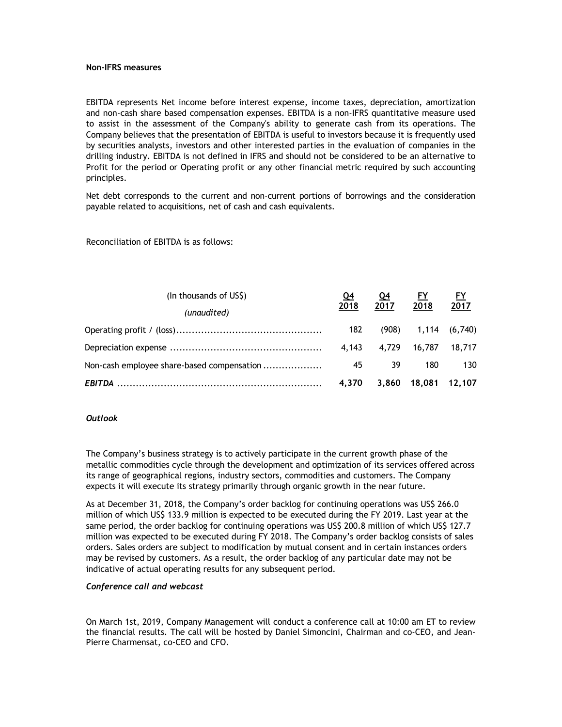**Non-IFRS measures**

EBITDA represents Net income before interest expense, income taxes, depreciation, amortization and non-cash share based compensation expenses. EBITDA is a non-IFRS quantitative measure used to assist in the assessment of the Company's ability to generate cash from its operations. The Company believes that the presentation of EBITDA is useful to investors because it is frequently used by securities analysts, investors and other interested parties in the evaluation of companies in the drilling industry. EBITDA is not defined in IFRS and should not be considered to be an alternative to Profit for the period or Operating profit or any other financial metric required by such accounting principles.

Net debt corresponds to the current and non-current portions of borrowings and the consideration payable related to acquisitions, net of cash and cash equivalents.

Reconciliation of EBITDA is as follows:

| (In thousands of US$) *(unaudited)* | Q4 2018 | Q4 2017 | FY 2018 | FY 2017 |
|---|---|---|---|---|
| Operating profit / (loss) | 182 | (908) | 1,114 | (6,740) |
| Depreciation expense | 4,143 | 4,729 | 16,787 | 18,717 |
| Non-cash employee share-based compensation | 45 | 39 | 180 | 130 |
| ***EBITDA*** | 4,370 | 3,860 | 18,081 | 12,107 |

***Outlook***

The Company's business strategy is to actively participate in the current growth phase of the metallic commodities cycle through the development and optimization of its services offered across its range of geographical regions, industry sectors, commodities and customers. The Company expects it will execute its strategy primarily through organic growth in the near future.

As at December 31, 2018, the Company's order backlog for continuing operations was US$ 266.0 million of which US$ 133.9 million is expected to be executed during the FY 2019. Last year at the same period, the order backlog for continuing operations was US$ 200.8 million of which US$ 127.7 million was expected to be executed during FY 2018. The Company's order backlog consists of sales orders. Sales orders are subject to modification by mutual consent and in certain instances orders may be revised by customers. As a result, the order backlog of any particular date may not be indicative of actual operating results for any subsequent period.

***Conference call and webcast***

On March 1st, 2019, Company Management will conduct a conference call at 10:00 am ET to review the financial results. The call will be hosted by Daniel Simoncini, Chairman and co-CEO, and Jean-Pierre Charmensat, co-CEO and CFO.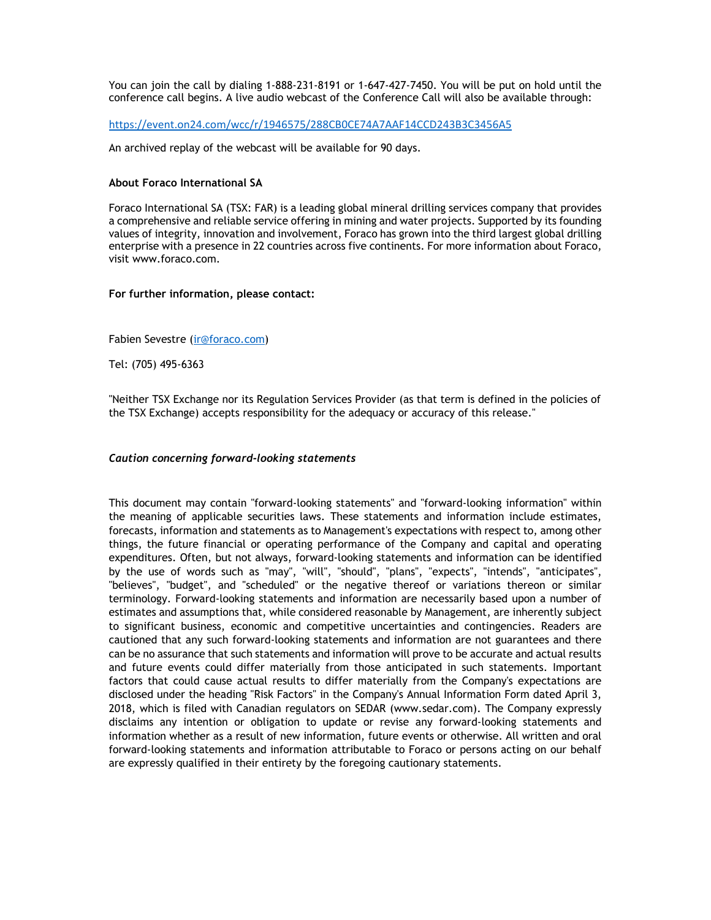You can join the call by dialing 1-888-231-8191 or 1-647-427-7450. You will be put on hold until the conference call begins. A live audio webcast of the Conference Call will also be available through:

https://event.on24.com/wcc/r/1946575/288CB0CE74A7AAF14CCD243B3C3456A5

An archived replay of the webcast will be available for 90 days.

**About Foraco International SA**

Foraco International SA (TSX: FAR) is a leading global mineral drilling services company that provides a comprehensive and reliable service offering in mining and water projects. Supported by its founding values of integrity, innovation and involvement, Foraco has grown into the third largest global drilling enterprise with a presence in 22 countries across five continents. For more information about Foraco, visit www.foraco.com.

**For further information, please contact:**

Fabien Sevestre (ir@foraco.com)

Tel: (705) 495-6363

"Neither TSX Exchange nor its Regulation Services Provider (as that term is defined in the policies of the TSX Exchange) accepts responsibility for the adequacy or accuracy of this release."

***Caution concerning forward-looking statements***

This document may contain "forward-looking statements" and "forward-looking information" within the meaning of applicable securities laws. These statements and information include estimates, forecasts, information and statements as to Management's expectations with respect to, among other things, the future financial or operating performance of the Company and capital and operating expenditures. Often, but not always, forward-looking statements and information can be identified by the use of words such as "may", "will", "should", "plans", "expects", "intends", "anticipates", "believes", "budget", and "scheduled" or the negative thereof or variations thereon or similar terminology. Forward-looking statements and information are necessarily based upon a number of estimates and assumptions that, while considered reasonable by Management, are inherently subject to significant business, economic and competitive uncertainties and contingencies. Readers are cautioned that any such forward-looking statements and information are not guarantees and there can be no assurance that such statements and information will prove to be accurate and actual results and future events could differ materially from those anticipated in such statements. Important factors that could cause actual results to differ materially from the Company's expectations are disclosed under the heading "Risk Factors" in the Company's Annual Information Form dated April 3, 2018, which is filed with Canadian regulators on SEDAR (www.sedar.com). The Company expressly disclaims any intention or obligation to update or revise any forward-looking statements and information whether as a result of new information, future events or otherwise. All written and oral forward-looking statements and information attributable to Foraco or persons acting on our behalf are expressly qualified in their entirety by the foregoing cautionary statements.